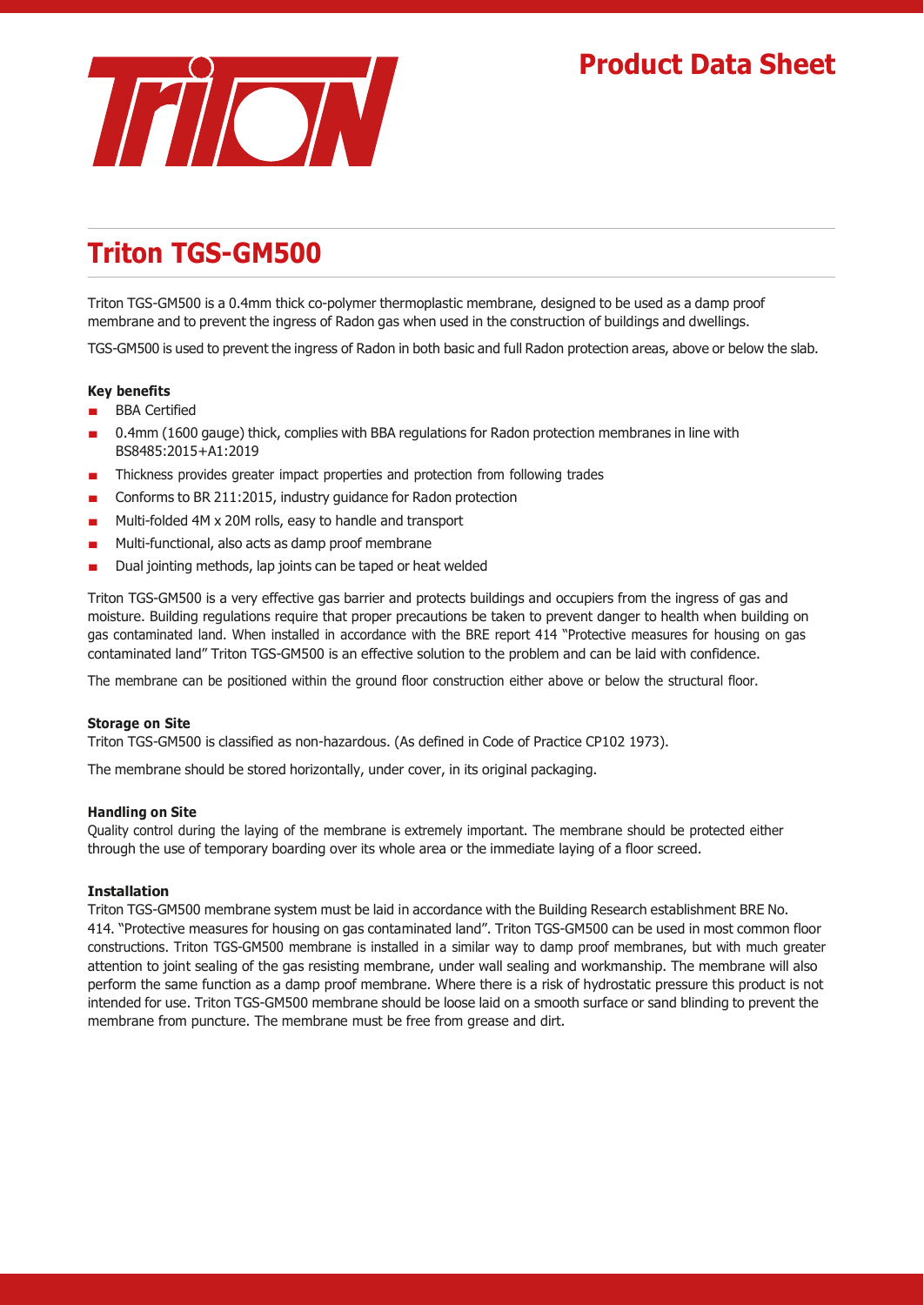Product Data Sheet

# Triton TGS-GM500

Triton TGS-GM500 is a 0.4mm thick co-polymer thermoplastic membrane, designed to be used as a damp proof membrane and to prevent the ingress of Radon gas when used in the construction of buildings and dwellings.

TGS-GM500 is used to prevent the ingress of Radon in both basic and full Radon protection areas, above or below the slab.

**Key benefits**

- BBA Certified
- 0.4mm (1600 gauge) thick, complies with BBA regulations for Radon protection membranes in line with BS8485:2015+A1:2019
- Thickness provides greater impact properties and protection from following trades
- Conforms to BR 211:2015, industry guidance for Radon protection
- Multi-folded 4M x 20M rolls, easy to handle and transport
- Multi-functional, also acts as damp proof membrane
- Dual jointing methods, lap joints can be taped or heat welded

Triton TGS-GM500 is a very effective gas barrier and protects buildings and occupiers from the ingress of gas and moisture. Building regulations require that proper precautions be taken to prevent danger to health when building on gas contaminated land. When installed in accordance with the BRE report 414 "Protective measures for housing on gas contaminated land" Triton TGS-GM500 is an effective solution to the problem and can be laid with confidence.

The membrane can be positioned within the ground floor construction either above or below the structural floor.

**Storage on Site**

Triton TGS-GM500 is classified as non-hazardous. (As defined in Code of Practice CP102 1973).

The membrane should be stored horizontally, under cover, in its original packaging.

**Handling on Site**

Quality control during the laying of the membrane is extremely important. The membrane should be protected either through the use of temporary boarding over its whole area or the immediate laying of a floor screed.

**Installation**

Triton TGS-GM500 membrane system must be laid in accordance with the Building Research establishment BRE No. 414. "Protective measures for housing on gas contaminated land". Triton TGS-GM500 can be used in most common floor constructions. Triton TGS-GM500 membrane is installed in a similar way to damp proof membranes, but with much greater attention to joint sealing of the gas resisting membrane, under wall sealing and workmanship. The membrane will also perform the same function as a damp proof membrane. Where there is a risk of hydrostatic pressure this product is not intended for use. Triton TGS-GM500 membrane should be loose laid on a smooth surface or sand blinding to prevent the membrane from puncture. The membrane must be free from grease and dirt.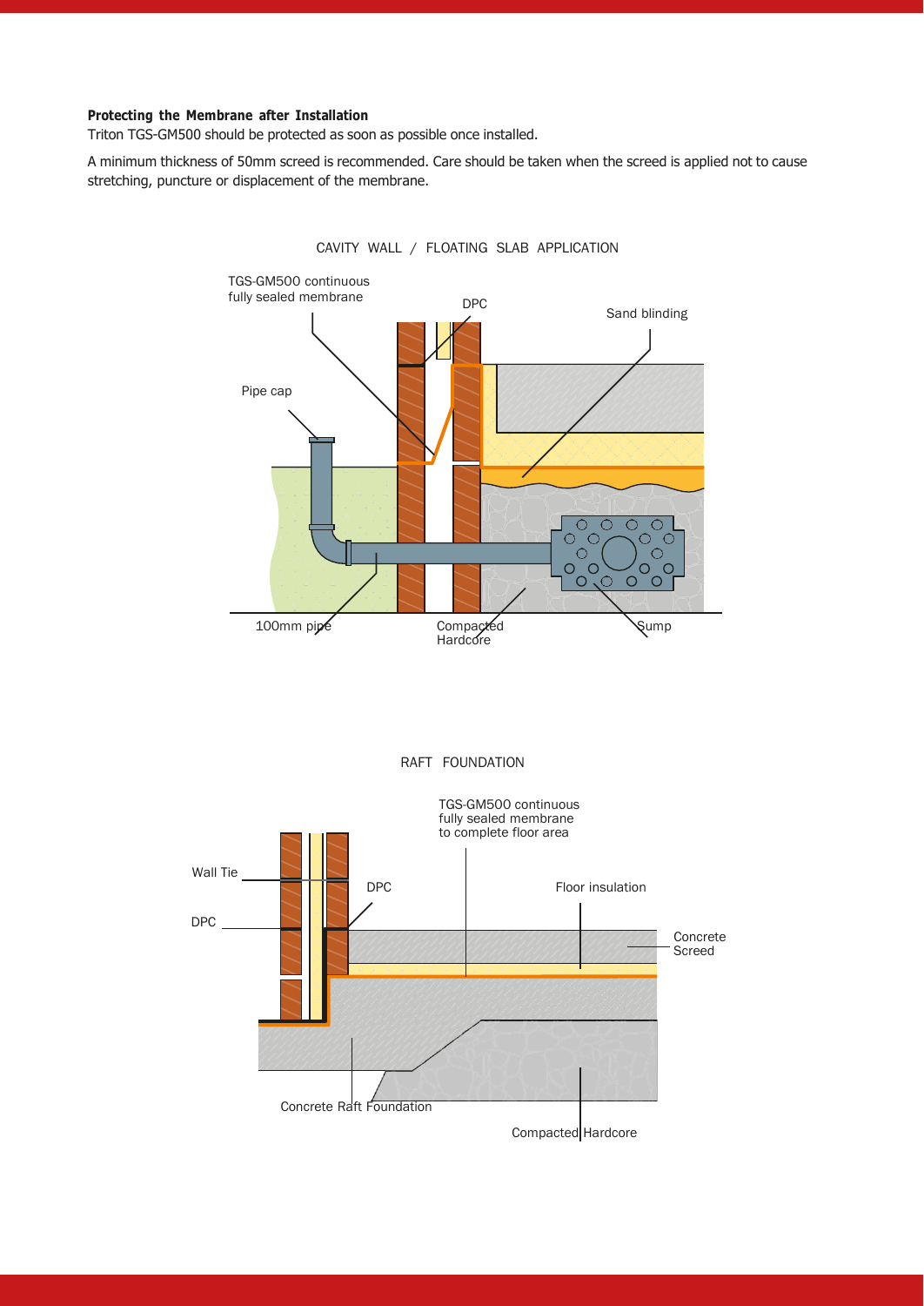**Protecting the Membrane after Installation**

Triton TGS-GM500 should be protected as soon as possible once installed.

A minimum thickness of 50mm screed is recommended. Care should be taken when the screed is applied not to cause stretching, puncture or displacement of the membrane.

CAVITY WALL / FLOATING SLAB APPLICATION

TGS-GM500 continuous fully sealed membrane

DPC

Sand blinding

Pipe cap

100mm pipe

Compacted Hardcore

Sump

RAFT FOUNDATION

TGS-GM500 continuous fully sealed membrane to complete floor area

Wall Tie

DPC

Floor insulation

DPC

Concrete Screed

Concrete Raft Foundation

Compacted Hardcore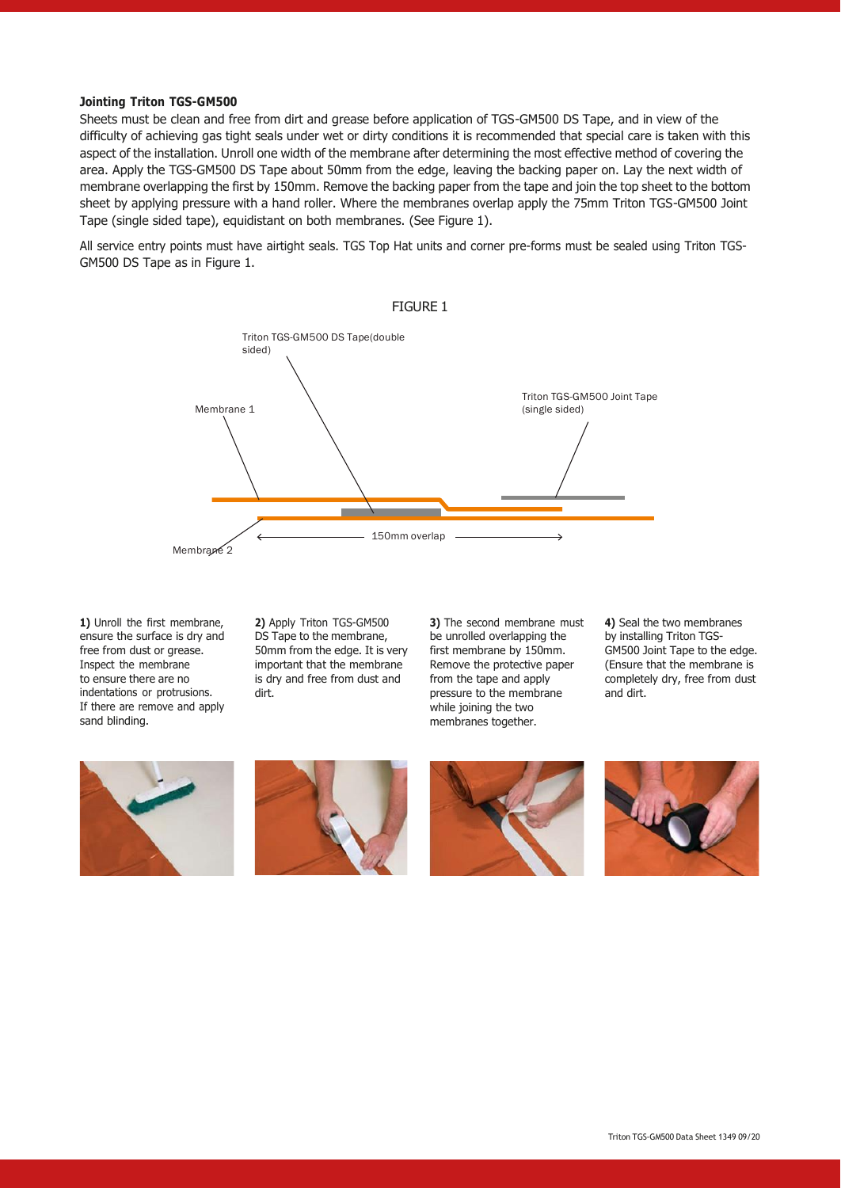**Jointing Triton TGS-GM500**

Sheets must be clean and free from dirt and grease before application of TGS-GM500 DS Tape, and in view of the difficulty of achieving gas tight seals under wet or dirty conditions it is recommended that special care is taken with this aspect of the installation. Unroll one width of the membrane after determining the most effective method of covering the area. Apply the TGS-GM500 DS Tape about 50mm from the edge, leaving the backing paper on. Lay the next width of membrane overlapping the first by 150mm. Remove the backing paper from the tape and join the top sheet to the bottom sheet by applying pressure with a hand roller. Where the membranes overlap apply the 75mm Triton TGS-GM500 Joint Tape (single sided tape), equidistant on both membranes. (See Figure 1).

All service entry points must have airtight seals. TGS Top Hat units and corner pre-forms must be sealed using Triton TGS-GM500 DS Tape as in Figure 1.

FIGURE 1

Triton TGS-GM500 DS Tape(double sided)

Membrane 1

Triton TGS-GM500 Joint Tape (single sided)

Membrane 2

150mm overlap

**1)** Unroll the first membrane, ensure the surface is dry and free from dust or grease. Inspect the membrane to ensure there are no indentations or protrusions. If there are remove and apply sand blinding.

**2)** Apply Triton TGS-GM500 DS Tape to the membrane, 50mm from the edge. It is very important that the membrane is dry and free from dust and dirt.

**3)** The second membrane must be unrolled overlapping the first membrane by 150mm. Remove the protective paper from the tape and apply pressure to the membrane while joining the two membranes together.

**4)** Seal the two membranes by installing Triton TGS-GM500 Joint Tape to the edge. (Ensure that the membrane is completely dry, free from dust and dirt.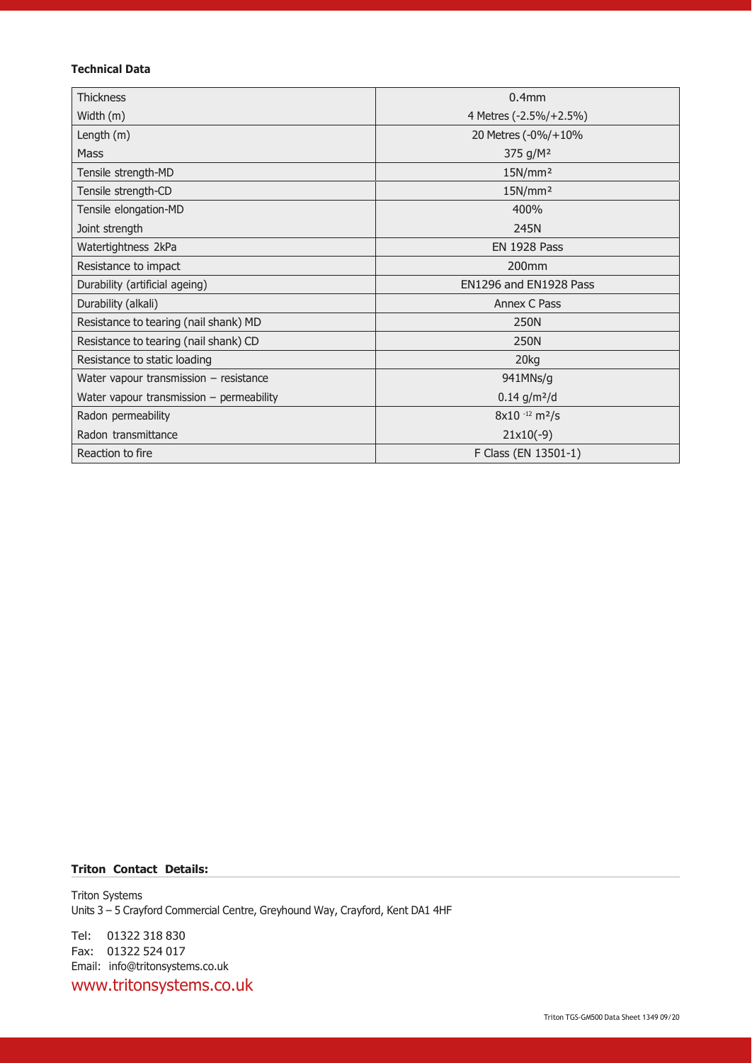**Technical Data**

| | |
|---|---|
| Thickness | 0.4mm |
| Width (m) | 4 Metres (-2.5%/+2.5%) |
| Length (m) | 20 Metres (-0%/+10% |
| Mass | 375 g/M² |
| Tensile strength-MD | 15N/mm² |
| Tensile strength-CD | 15N/mm² |
| Tensile elongation-MD | 400% |
| Joint strength | 245N |
| Watertightness 2kPa | EN 1928 Pass |
| Resistance to impact | 200mm |
| Durability (artificial ageing) | EN1296 and EN1928 Pass |
| Durability (alkali) | Annex C Pass |
| Resistance to tearing (nail shank) MD | 250N |
| Resistance to tearing (nail shank) CD | 250N |
| Resistance to static loading | 20kg |
| Water vapour transmission – resistance | 941MNs/g |
| Water vapour transmission – permeability | 0.14 g/m²/d |
| Radon permeability | $8x10^{-12}$ m²/s |
| Radon transmittance | 21x10(-9) |
| Reaction to fire | F Class (EN 13501-1) |

**Triton Contact Details:**

Triton Systems
Units 3 – 5 Crayford Commercial Centre, Greyhound Way, Crayford, Kent DA1 4HF

Tel: 01322 318 830
Fax: 01322 524 017
Email: info@tritonsystems.co.uk

www.tritonsystems.co.uk

Triton TGS-GM500 Data Sheet 1349 09/20